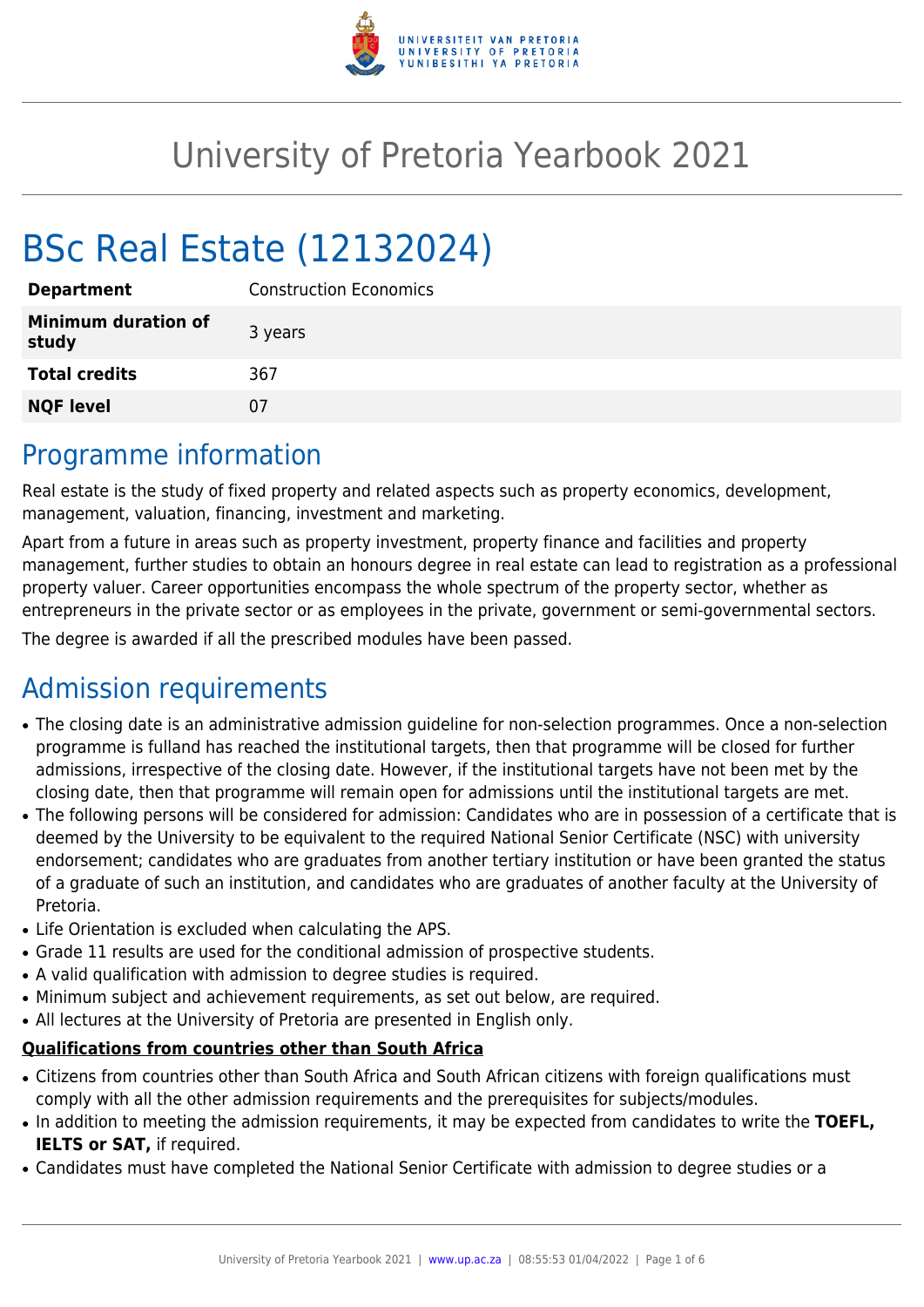# University of Pretoria Yearbook 2021

# BSc Real Estate (12132024)

| | |
|---|---|
| **Department** | Construction Economics |
| **Minimum duration of study** | 3 years |
| **Total credits** | 367 |
| **NQF level** | 07 |

## Programme information

Real estate is the study of fixed property and related aspects such as property economics, development, management, valuation, financing, investment and marketing.

Apart from a future in areas such as property investment, property finance and facilities and property management, further studies to obtain an honours degree in real estate can lead to registration as a professional property valuer. Career opportunities encompass the whole spectrum of the property sector, whether as entrepreneurs in the private sector or as employees in the private, government or semi-governmental sectors.

The degree is awarded if all the prescribed modules have been passed.

## Admission requirements

- The closing date is an administrative admission guideline for non-selection programmes. Once a non-selection programme is fulland has reached the institutional targets, then that programme will be closed for further admissions, irrespective of the closing date. However, if the institutional targets have not been met by the closing date, then that programme will remain open for admissions until the institutional targets are met.
- The following persons will be considered for admission: Candidates who are in possession of a certificate that is deemed by the University to be equivalent to the required National Senior Certificate (NSC) with university endorsement; candidates who are graduates from another tertiary institution or have been granted the status of a graduate of such an institution, and candidates who are graduates of another faculty at the University of Pretoria.
- Life Orientation is excluded when calculating the APS.
- Grade 11 results are used for the conditional admission of prospective students.
- A valid qualification with admission to degree studies is required.
- Minimum subject and achievement requirements, as set out below, are required.
- All lectures at the University of Pretoria are presented in English only.

**Qualifications from countries other than South Africa**

- Citizens from countries other than South Africa and South African citizens with foreign qualifications must comply with all the other admission requirements and the prerequisites for subjects/modules.
- In addition to meeting the admission requirements, it may be expected from candidates to write the **TOEFL, IELTS or SAT,** if required.
- Candidates must have completed the National Senior Certificate with admission to degree studies or a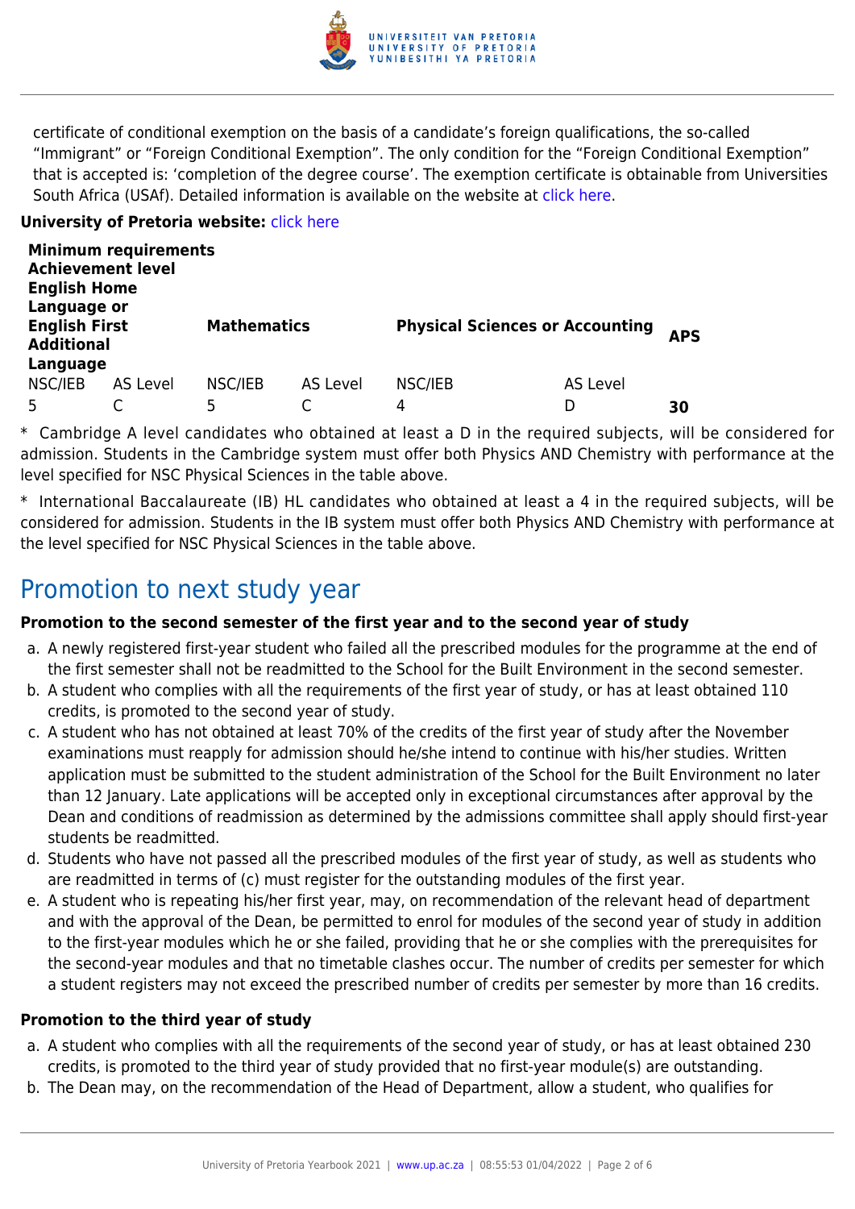certificate of conditional exemption on the basis of a candidate's foreign qualifications, the so-called "Immigrant" or "Foreign Conditional Exemption". The only condition for the "Foreign Conditional Exemption" that is accepted is: 'completion of the degree course'. The exemption certificate is obtainable from Universities South Africa (USAf). Detailed information is available on the website at click here.

**University of Pretoria website:** click here

| **Minimum requirements Achievement level English Home Language or English First Additional Language** | | **Mathematics** | | **Physical Sciences or Accounting** | | **APS** |
|---|---|---|---|---|---|---|
| NSC/IEB | AS Level | NSC/IEB | AS Level | NSC/IEB | AS Level | |
| 5 | C | 5 | C | 4 | D | **30** |

* Cambridge A level candidates who obtained at least a D in the required subjects, will be considered for admission. Students in the Cambridge system must offer both Physics AND Chemistry with performance at the level specified for NSC Physical Sciences in the table above.

* International Baccalaureate (IB) HL candidates who obtained at least a 4 in the required subjects, will be considered for admission. Students in the IB system must offer both Physics AND Chemistry with performance at the level specified for NSC Physical Sciences in the table above.

# Promotion to next study year

**Promotion to the second semester of the first year and to the second year of study**

a. A newly registered first-year student who failed all the prescribed modules for the programme at the end of the first semester shall not be readmitted to the School for the Built Environment in the second semester.
b. A student who complies with all the requirements of the first year of study, or has at least obtained 110 credits, is promoted to the second year of study.
c. A student who has not obtained at least 70% of the credits of the first year of study after the November examinations must reapply for admission should he/she intend to continue with his/her studies. Written application must be submitted to the student administration of the School for the Built Environment no later than 12 January. Late applications will be accepted only in exceptional circumstances after approval by the Dean and conditions of readmission as determined by the admissions committee shall apply should first-year students be readmitted.
d. Students who have not passed all the prescribed modules of the first year of study, as well as students who are readmitted in terms of (c) must register for the outstanding modules of the first year.
e. A student who is repeating his/her first year, may, on recommendation of the relevant head of department and with the approval of the Dean, be permitted to enrol for modules of the second year of study in addition to the first-year modules which he or she failed, providing that he or she complies with the prerequisites for the second-year modules and that no timetable clashes occur. The number of credits per semester for which a student registers may not exceed the prescribed number of credits per semester by more than 16 credits.

**Promotion to the third year of study**

a. A student who complies with all the requirements of the second year of study, or has at least obtained 230 credits, is promoted to the third year of study provided that no first-year module(s) are outstanding.
b. The Dean may, on the recommendation of the Head of Department, allow a student, who qualifies for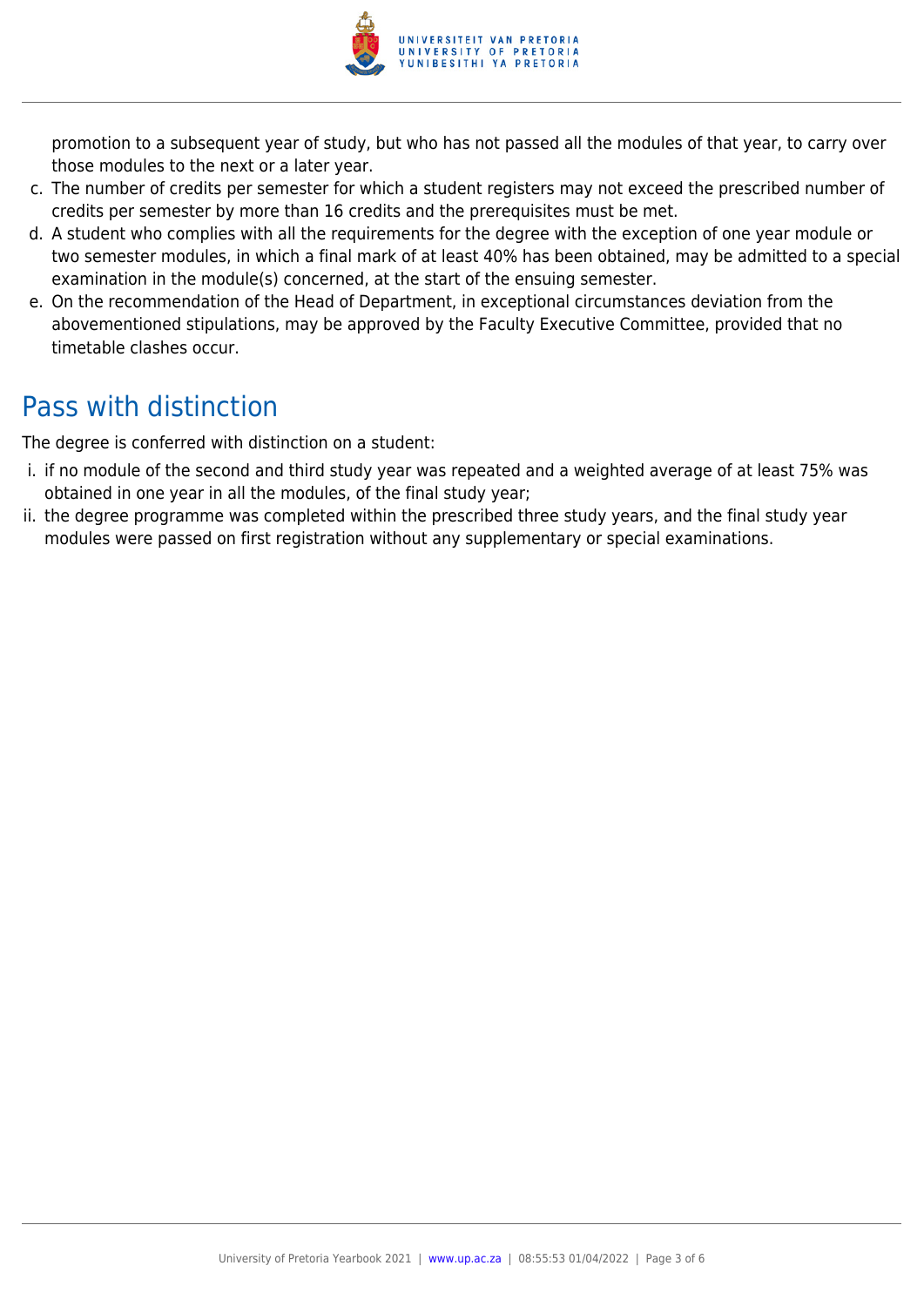promotion to a subsequent year of study, but who has not passed all the modules of that year, to carry over those modules to the next or a later year.

c. The number of credits per semester for which a student registers may not exceed the prescribed number of credits per semester by more than 16 credits and the prerequisites must be met.
d. A student who complies with all the requirements for the degree with the exception of one year module or two semester modules, in which a final mark of at least 40% has been obtained, may be admitted to a special examination in the module(s) concerned, at the start of the ensuing semester.
e. On the recommendation of the Head of Department, in exceptional circumstances deviation from the abovementioned stipulations, may be approved by the Faculty Executive Committee, provided that no timetable clashes occur.

## Pass with distinction

The degree is conferred with distinction on a student:

i. if no module of the second and third study year was repeated and a weighted average of at least 75% was obtained in one year in all the modules, of the final study year;
ii. the degree programme was completed within the prescribed three study years, and the final study year modules were passed on first registration without any supplementary or special examinations.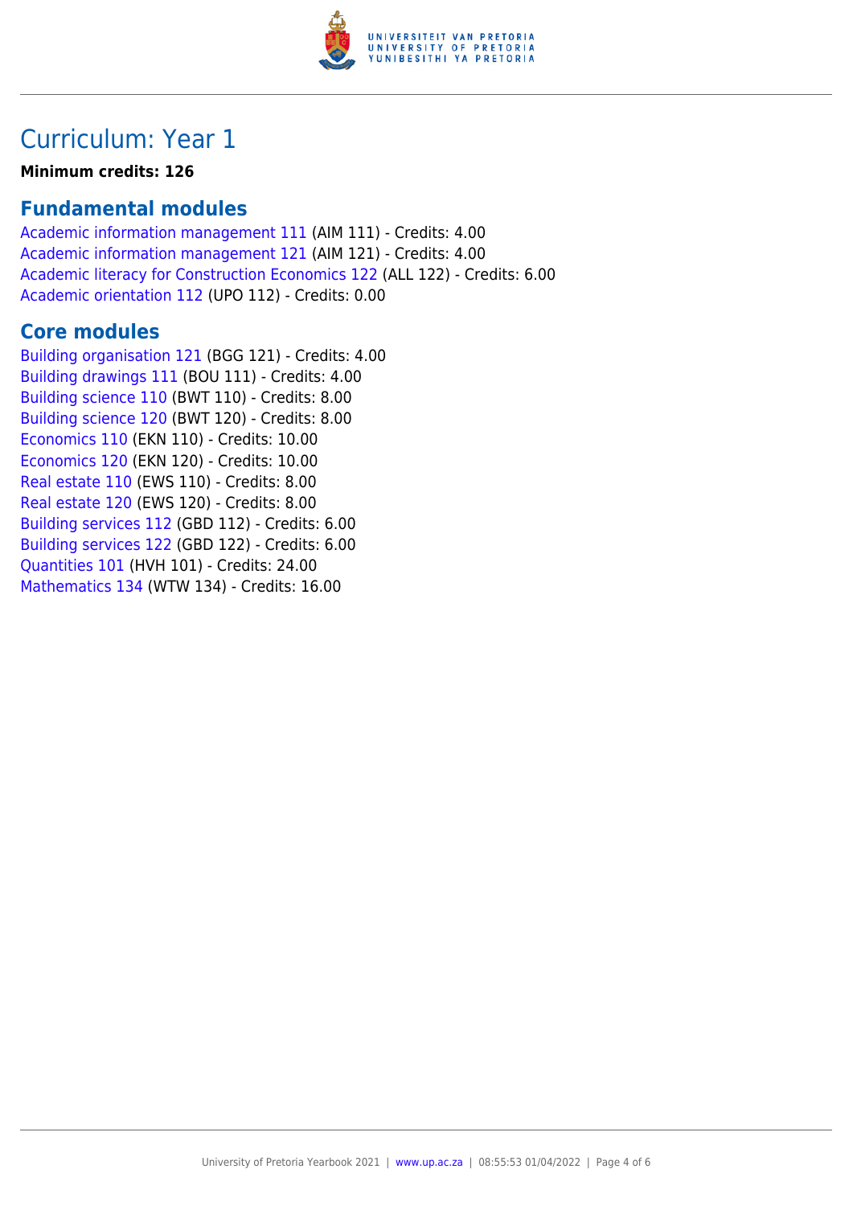# Curriculum: Year 1

**Minimum credits: 126**

## Fundamental modules

Academic information management 111 (AIM 111) - Credits: 4.00
Academic information management 121 (AIM 121) - Credits: 4.00
Academic literacy for Construction Economics 122 (ALL 122) - Credits: 6.00
Academic orientation 112 (UPO 112) - Credits: 0.00

## Core modules

Building organisation 121 (BGG 121) - Credits: 4.00
Building drawings 111 (BOU 111) - Credits: 4.00
Building science 110 (BWT 110) - Credits: 8.00
Building science 120 (BWT 120) - Credits: 8.00
Economics 110 (EKN 110) - Credits: 10.00
Economics 120 (EKN 120) - Credits: 10.00
Real estate 110 (EWS 110) - Credits: 8.00
Real estate 120 (EWS 120) - Credits: 8.00
Building services 112 (GBD 112) - Credits: 6.00
Building services 122 (GBD 122) - Credits: 6.00
Quantities 101 (HVH 101) - Credits: 24.00
Mathematics 134 (WTW 134) - Credits: 16.00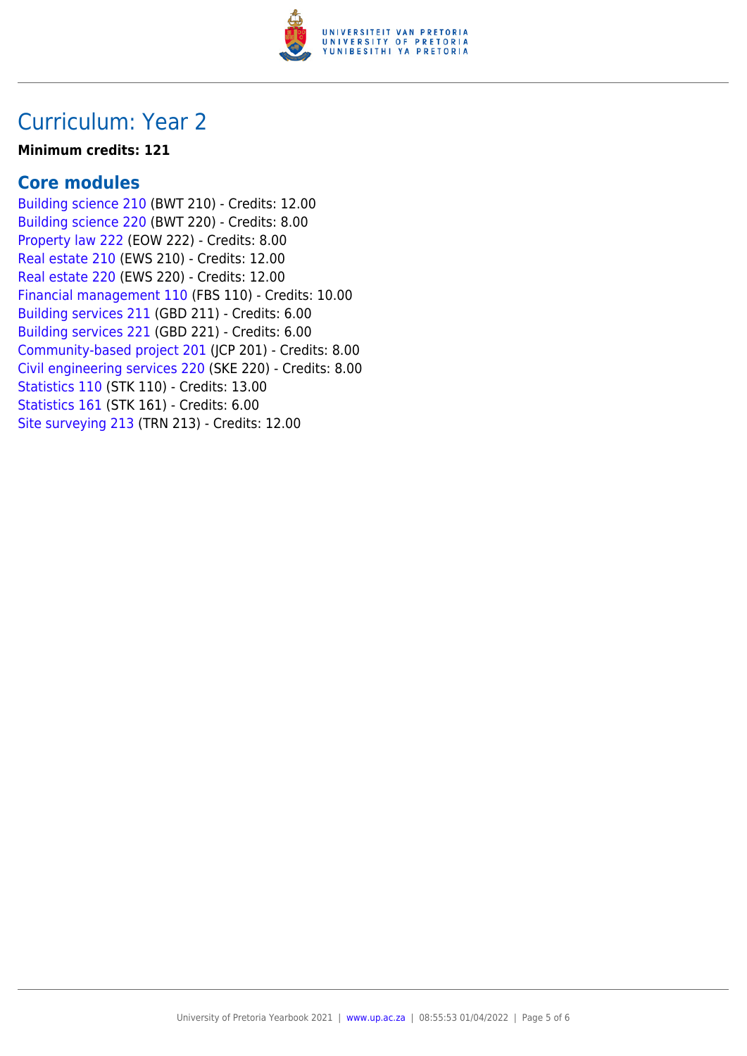# Curriculum: Year 2

**Minimum credits: 121**

## Core modules

Building science 210 (BWT 210) - Credits: 12.00
Building science 220 (BWT 220) - Credits: 8.00
Property law 222 (EOW 222) - Credits: 8.00
Real estate 210 (EWS 210) - Credits: 12.00
Real estate 220 (EWS 220) - Credits: 12.00
Financial management 110 (FBS 110) - Credits: 10.00
Building services 211 (GBD 211) - Credits: 6.00
Building services 221 (GBD 221) - Credits: 6.00
Community-based project 201 (JCP 201) - Credits: 8.00
Civil engineering services 220 (SKE 220) - Credits: 8.00
Statistics 110 (STK 110) - Credits: 13.00
Statistics 161 (STK 161) - Credits: 6.00
Site surveying 213 (TRN 213) - Credits: 12.00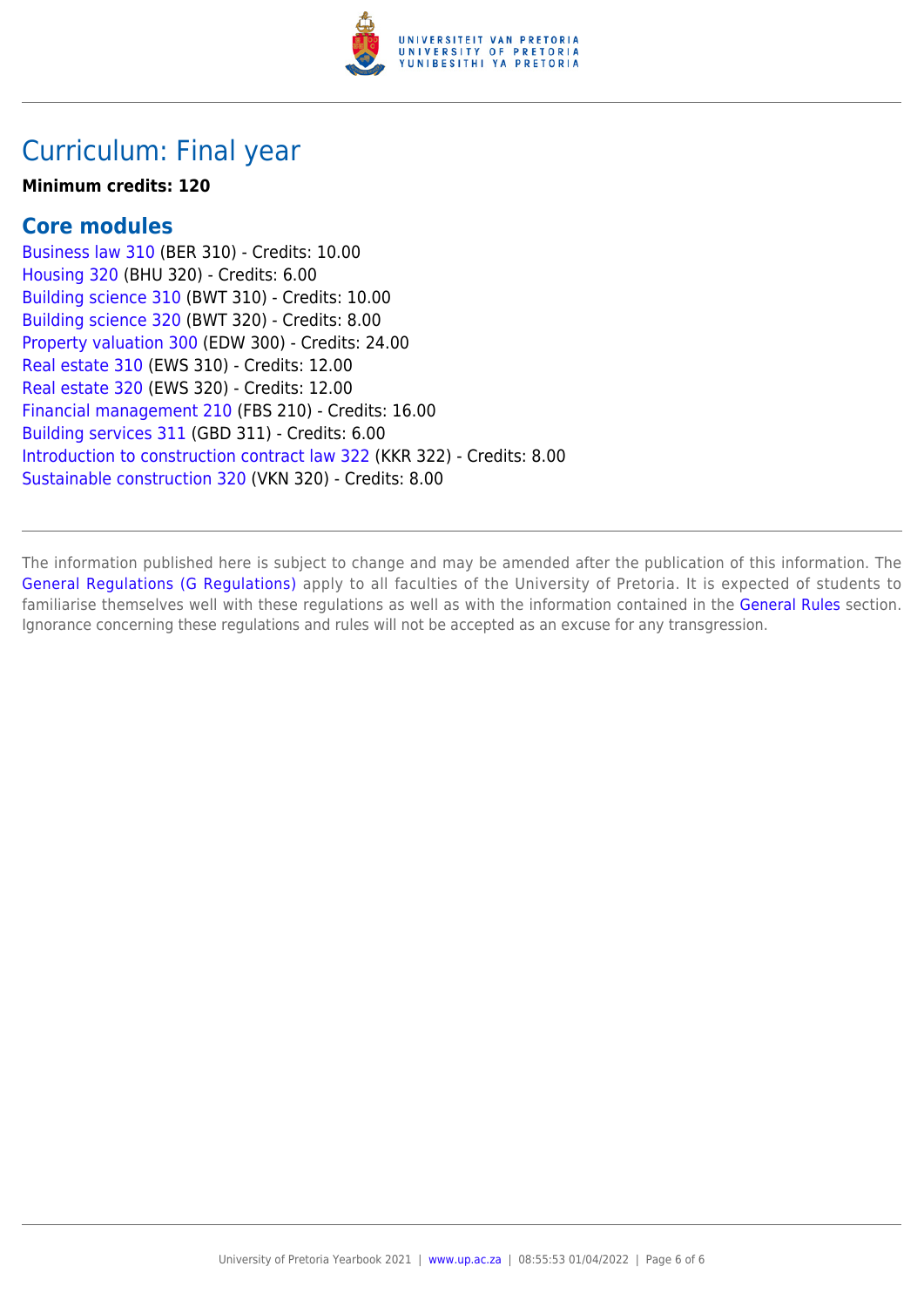# Curriculum: Final year

**Minimum credits: 120**

## Core modules

Business law 310 (BER 310) - Credits: 10.00
Housing 320 (BHU 320) - Credits: 6.00
Building science 310 (BWT 310) - Credits: 10.00
Building science 320 (BWT 320) - Credits: 8.00
Property valuation 300 (EDW 300) - Credits: 24.00
Real estate 310 (EWS 310) - Credits: 12.00
Real estate 320 (EWS 320) - Credits: 12.00
Financial management 210 (FBS 210) - Credits: 16.00
Building services 311 (GBD 311) - Credits: 6.00
Introduction to construction contract law 322 (KKR 322) - Credits: 8.00
Sustainable construction 320 (VKN 320) - Credits: 8.00

---

The information published here is subject to change and may be amended after the publication of this information. The General Regulations (G Regulations) apply to all faculties of the University of Pretoria. It is expected of students to familiarise themselves well with these regulations as well as with the information contained in the General Rules section. Ignorance concerning these regulations and rules will not be accepted as an excuse for any transgression.